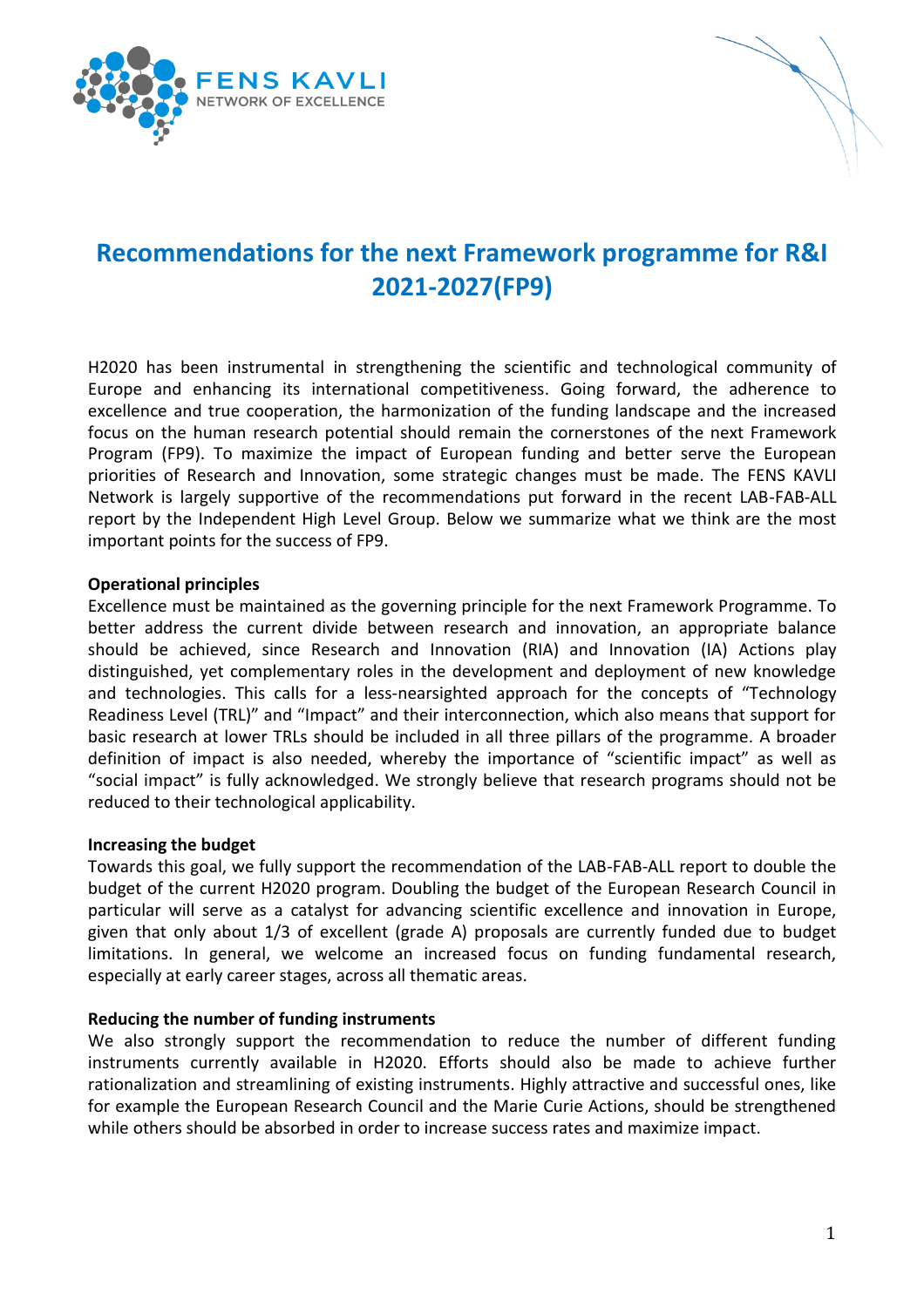FENS KAVLI
NETWORK OF EXCELLENCE

# Recommendations for the next Framework programme for R&I 2021-2027(FP9)

H2020 has been instrumental in strengthening the scientific and technological community of Europe and enhancing its international competitiveness. Going forward, the adherence to excellence and true cooperation, the harmonization of the funding landscape and the increased focus on the human research potential should remain the cornerstones of the next Framework Program (FP9). To maximize the impact of European funding and better serve the European priorities of Research and Innovation, some strategic changes must be made. The FENS KAVLI Network is largely supportive of the recommendations put forward in the recent LAB-FAB-ALL report by the Independent High Level Group. Below we summarize what we think are the most important points for the success of FP9.

**Operational principles**

Excellence must be maintained as the governing principle for the next Framework Programme. To better address the current divide between research and innovation, an appropriate balance should be achieved, since Research and Innovation (RIA) and Innovation (IA) Actions play distinguished, yet complementary roles in the development and deployment of new knowledge and technologies. This calls for a less-nearsighted approach for the concepts of "Technology Readiness Level (TRL)" and "Impact" and their interconnection, which also means that support for basic research at lower TRLs should be included in all three pillars of the programme. A broader definition of impact is also needed, whereby the importance of "scientific impact" as well as "social impact" is fully acknowledged. We strongly believe that research programs should not be reduced to their technological applicability.

**Increasing the budget**

Towards this goal, we fully support the recommendation of the LAB-FAB-ALL report to double the budget of the current H2020 program. Doubling the budget of the European Research Council in particular will serve as a catalyst for advancing scientific excellence and innovation in Europe, given that only about 1/3 of excellent (grade A) proposals are currently funded due to budget limitations. In general, we welcome an increased focus on funding fundamental research, especially at early career stages, across all thematic areas.

**Reducing the number of funding instruments**

We also strongly support the recommendation to reduce the number of different funding instruments currently available in H2020. Efforts should also be made to achieve further rationalization and streamlining of existing instruments. Highly attractive and successful ones, like for example the European Research Council and the Marie Curie Actions, should be strengthened while others should be absorbed in order to increase success rates and maximize impact.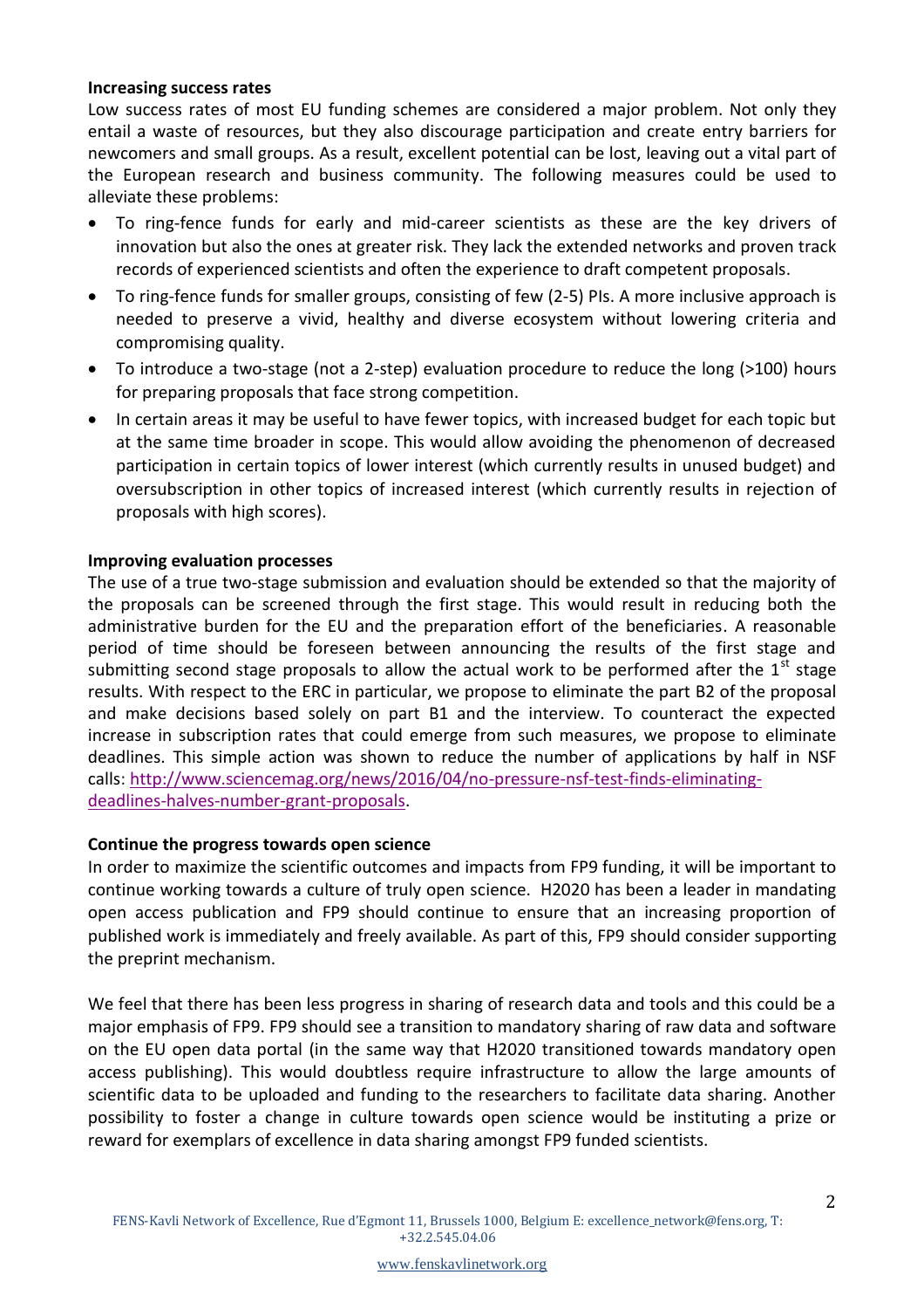**Increasing success rates**

Low success rates of most EU funding schemes are considered a major problem. Not only they entail a waste of resources, but they also discourage participation and create entry barriers for newcomers and small groups. As a result, excellent potential can be lost, leaving out a vital part of the European research and business community. The following measures could be used to alleviate these problems:

- To ring-fence funds for early and mid-career scientists as these are the key drivers of innovation but also the ones at greater risk. They lack the extended networks and proven track records of experienced scientists and often the experience to draft competent proposals.
- To ring-fence funds for smaller groups, consisting of few (2-5) PIs. A more inclusive approach is needed to preserve a vivid, healthy and diverse ecosystem without lowering criteria and compromising quality.
- To introduce a two-stage (not a 2-step) evaluation procedure to reduce the long (>100) hours for preparing proposals that face strong competition.
- In certain areas it may be useful to have fewer topics, with increased budget for each topic but at the same time broader in scope. This would allow avoiding the phenomenon of decreased participation in certain topics of lower interest (which currently results in unused budget) and oversubscription in other topics of increased interest (which currently results in rejection of proposals with high scores).

**Improving evaluation processes**

The use of a true two-stage submission and evaluation should be extended so that the majority of the proposals can be screened through the first stage. This would result in reducing both the administrative burden for the EU and the preparation effort of the beneficiaries. A reasonable period of time should be foreseen between announcing the results of the first stage and submitting second stage proposals to allow the actual work to be performed after the 1st stage results. With respect to the ERC in particular, we propose to eliminate the part B2 of the proposal and make decisions based solely on part B1 and the interview. To counteract the expected increase in subscription rates that could emerge from such measures, we propose to eliminate deadlines. This simple action was shown to reduce the number of applications by half in NSF calls: [http://www.sciencemag.org/news/2016/04/no-pressure-nsf-test-finds-eliminating-deadlines-halves-number-grant-proposals](http://www.sciencemag.org/news/2016/04/no-pressure-nsf-test-finds-eliminating-deadlines-halves-number-grant-proposals).

**Continue the progress towards open science**

In order to maximize the scientific outcomes and impacts from FP9 funding, it will be important to continue working towards a culture of truly open science. H2020 has been a leader in mandating open access publication and FP9 should continue to ensure that an increasing proportion of published work is immediately and freely available. As part of this, FP9 should consider supporting the preprint mechanism.

We feel that there has been less progress in sharing of research data and tools and this could be a major emphasis of FP9. FP9 should see a transition to mandatory sharing of raw data and software on the EU open data portal (in the same way that H2020 transitioned towards mandatory open access publishing). This would doubtless require infrastructure to allow the large amounts of scientific data to be uploaded and funding to the researchers to facilitate data sharing. Another possibility to foster a change in culture towards open science would be instituting a prize or reward for exemplars of excellence in data sharing amongst FP9 funded scientists.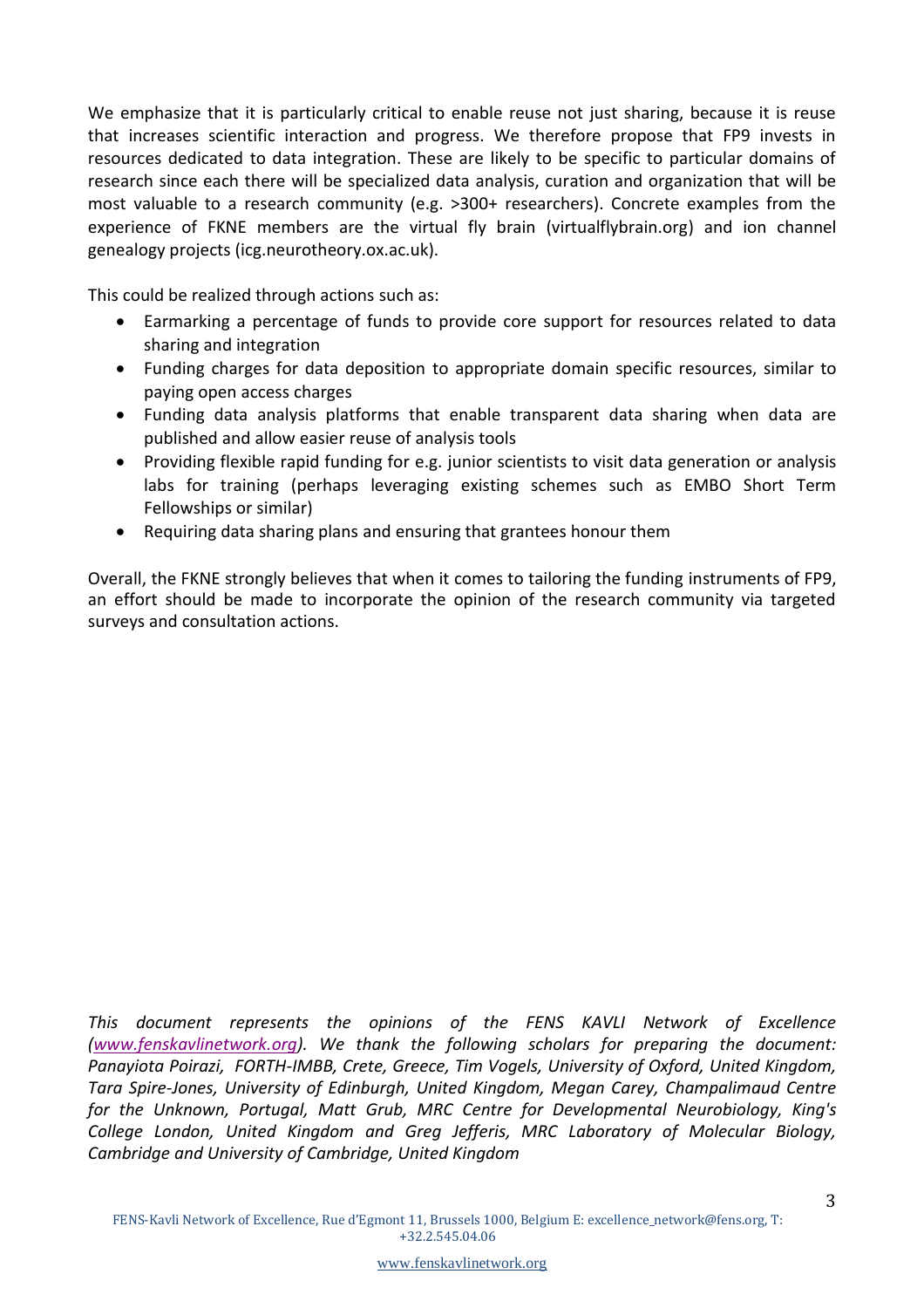We emphasize that it is particularly critical to enable reuse not just sharing, because it is reuse that increases scientific interaction and progress. We therefore propose that FP9 invests in resources dedicated to data integration. These are likely to be specific to particular domains of research since each there will be specialized data analysis, curation and organization that will be most valuable to a research community (e.g. >300+ researchers). Concrete examples from the experience of FKNE members are the virtual fly brain (virtualflybrain.org) and ion channel genealogy projects (icg.neurotheory.ox.ac.uk).

This could be realized through actions such as:

- Earmarking a percentage of funds to provide core support for resources related to data sharing and integration
- Funding charges for data deposition to appropriate domain specific resources, similar to paying open access charges
- Funding data analysis platforms that enable transparent data sharing when data are published and allow easier reuse of analysis tools
- Providing flexible rapid funding for e.g. junior scientists to visit data generation or analysis labs for training (perhaps leveraging existing schemes such as EMBO Short Term Fellowships or similar)
- Requiring data sharing plans and ensuring that grantees honour them

Overall, the FKNE strongly believes that when it comes to tailoring the funding instruments of FP9, an effort should be made to incorporate the opinion of the research community via targeted surveys and consultation actions.

*This document represents the opinions of the FENS KAVLI Network of Excellence ([www.fenskavlinetwork.org](http://www.fenskavlinetwork.org)). We thank the following scholars for preparing the document: Panayiota Poirazi, FORTH-IMBB, Crete, Greece, Tim Vogels, University of Oxford, United Kingdom, Tara Spire-Jones, University of Edinburgh, United Kingdom, Megan Carey, Champalimaud Centre for the Unknown, Portugal, Matt Grub, MRC Centre for Developmental Neurobiology, King's College London, United Kingdom and Greg Jefferis, MRC Laboratory of Molecular Biology, Cambridge and University of Cambridge, United Kingdom*